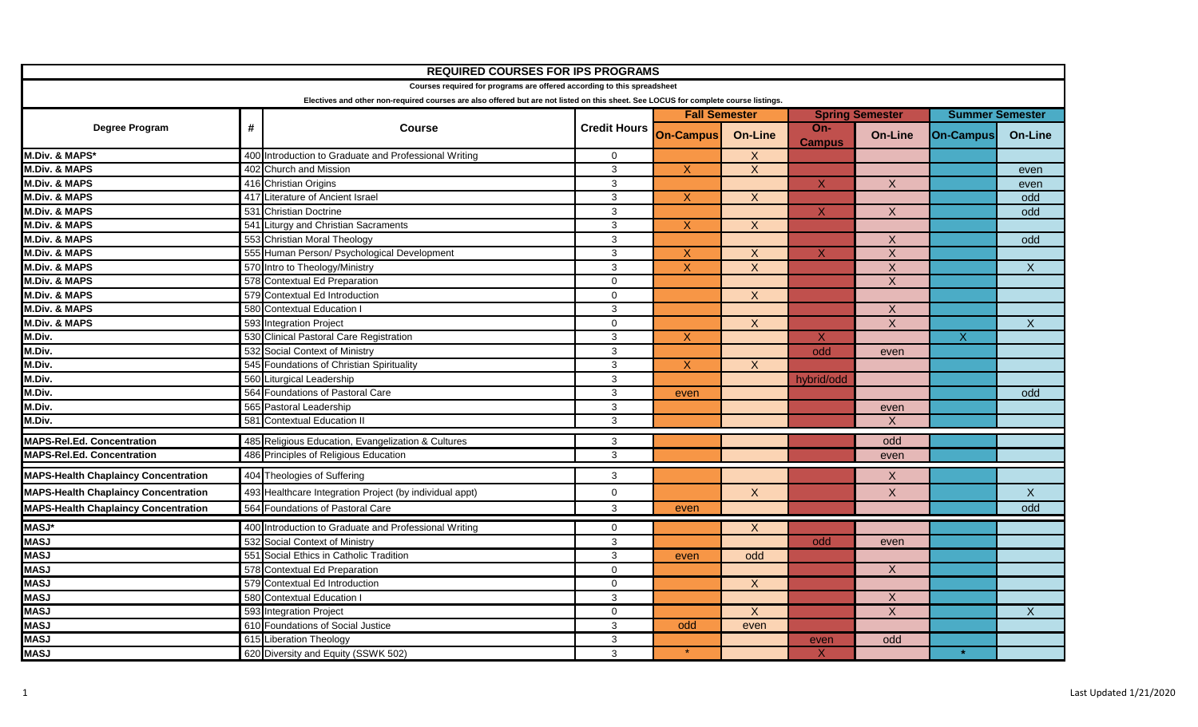# REQUIRED COURSES FOR IPS PROGRAMS

Courses required for programs are offered according to this spreadsheet

Electives and other non-required courses are also offered but are not listed on this sheet. See LOCUS for complete course listings.

| Degree Program | # | Course | Credit Hours | Fall Semester | | Spring Semester | | Summer Semester | |
|---|---|---|---|---|---|---|---|---|---|
| | | | | On-Campus | On-Line | On-Campus | On-Line | On-Campus | On-Line |
| M.Div. & MAPS* | 400 | Introduction to Graduate and Professional Writing | 0 | | X | | | | |
| M.Div. & MAPS | 402 | Church and Mission | 3 | X | X | | | | even |
| M.Div. & MAPS | 416 | Christian Origins | 3 | | | X | X | | even |
| M.Div. & MAPS | 417 | Literature of Ancient Israel | 3 | X | X | | | | odd |
| M.Div. & MAPS | 531 | Christian Doctrine | 3 | | | X | X | | odd |
| M.Div. & MAPS | 541 | Liturgy and Christian Sacraments | 3 | X | X | | | | |
| M.Div. & MAPS | 553 | Christian Moral Theology | 3 | | | | X | | odd |
| M.Div. & MAPS | 555 | Human Person/ Psychological Development | 3 | X | X | X | X | | |
| M.Div. & MAPS | 570 | Intro to Theology/Ministry | 3 | X | X | | X | | X |
| M.Div. & MAPS | 578 | Contextual Ed Preparation | 0 | | | | X | | |
| M.Div. & MAPS | 579 | Contextual Ed Introduction | 0 | | X | | | | |
| M.Div. & MAPS | 580 | Contextual Education I | 3 | | | | X | | |
| M.Div. & MAPS | 593 | Integration Project | 0 | | X | | X | | X |
| M.Div. | 530 | Clinical Pastoral Care Registration | 3 | X | | X | | X | |
| M.Div. | 532 | Social Context of Ministry | 3 | | | odd | even | | |
| M.Div. | 545 | Foundations of Christian Spirituality | 3 | X | X | | | | |
| M.Div. | 560 | Liturgical Leadership | 3 | | | hybrid/odd | | | |
| M.Div. | 564 | Foundations of Pastoral Care | 3 | even | | | | | odd |
| M.Div. | 565 | Pastoral Leadership | 3 | | | | even | | |
| M.Div. | 581 | Contextual Education II | 3 | | | | X | | |
| MAPS-Rel.Ed. Concentration | 485 | Religious Education, Evangelization & Cultures | 3 | | | | odd | | |
| MAPS-Rel.Ed. Concentration | 486 | Principles of Religious Education | 3 | | | | even | | |
| MAPS-Health Chaplaincy Concentration | 404 | Theologies of Suffering | 3 | | | | X | | |
| MAPS-Health Chaplaincy Concentration | 493 | Healthcare Integration Project (by individual appt) | 0 | | X | | X | | X |
| MAPS-Health Chaplaincy Concentration | 564 | Foundations of Pastoral Care | 3 | even | | | | | odd |
| MASJ* | 400 | Introduction to Graduate and Professional Writing | 0 | | X | | | | |
| MASJ | 532 | Social Context of Ministry | 3 | | | odd | even | | |
| MASJ | 551 | Social Ethics in Catholic Tradition | 3 | even | odd | | | | |
| MASJ | 578 | Contextual Ed Preparation | 0 | | | | X | | |
| MASJ | 579 | Contextual Ed Introduction | 0 | | X | | | | |
| MASJ | 580 | Contextual Education I | 3 | | | | X | | |
| MASJ | 593 | Integration Project | 0 | | X | | X | | X |
| MASJ | 610 | Foundations of Social Justice | 3 | odd | even | | | | |
| MASJ | 615 | Liberation Theology | 3 | | | even | odd | | |
| MASJ | 620 | Diversity and Equity (SSWK 502) | 3 | * | | X | | * | |

Last Updated 1/21/2020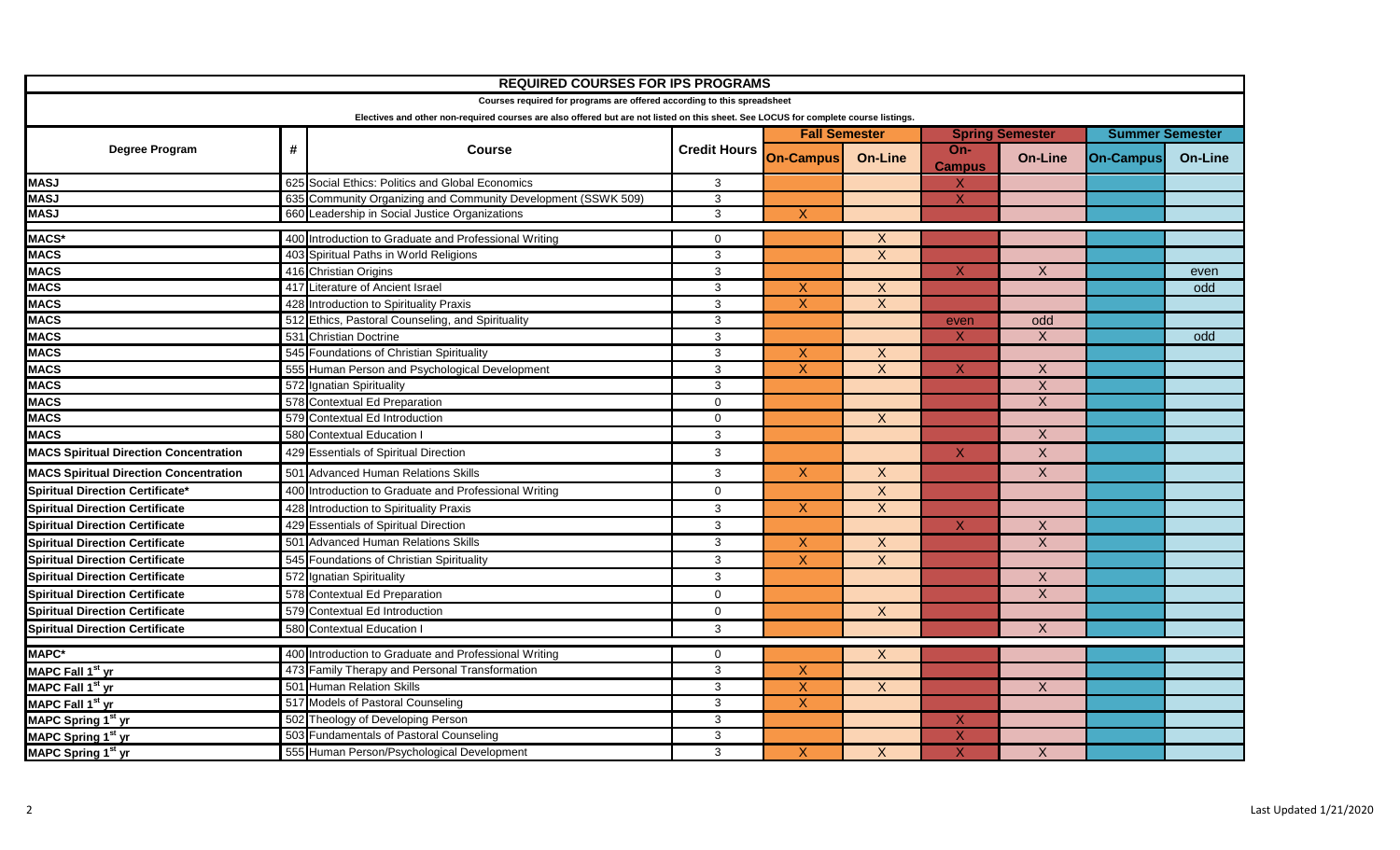| REQUIRED COURSES FOR IPS PROGRAMS | | | | | | | | | |
|---|---|---|---|---|---|---|---|---|---|
| Courses required for programs are offered according to this spreadsheet | | | | | | | | | |
| Electives and other non-required courses are also offered but are not listed on this sheet. See LOCUS for complete course listings. | | | | | | | | | |
| Degree Program | # | Course | Credit Hours | Fall Semester | | Spring Semester | | Summer Semester | |
| | | | | On-Campus | On-Line | On-Campus | On-Line | On-Campus | On-Line |
| MASJ | 625 | Social Ethics: Politics and Global Economics | 3 | | | X | | | |
| MASJ | 635 | Community Organizing and Community Development (SSWK 509) | 3 | | | X | | | |
| MASJ | 660 | Leadership in Social Justice Organizations | 3 | X | | | | | |
| MACS* | 400 | Introduction to Graduate and Professional Writing | 0 | | X | | | | |
| MACS | 403 | Spiritual Paths in World Religions | 3 | | X | | | | |
| MACS | 416 | Christian Origins | 3 | | | X | X | | even |
| MACS | 417 | Literature of Ancient Israel | 3 | X | X | | | | odd |
| MACS | 428 | Introduction to Spirituality Praxis | 3 | X | X | | | | |
| MACS | 512 | Ethics, Pastoral Counseling, and Spirituality | 3 | | | even | odd | | |
| MACS | 531 | Christian Doctrine | 3 | | | X | X | | odd |
| MACS | 545 | Foundations of Christian Spirituality | 3 | X | X | | | | |
| MACS | 555 | Human Person and Psychological Development | 3 | X | X | X | X | | |
| MACS | 572 | Ignatian Spirituality | 3 | | | | X | | |
| MACS | 578 | Contextual Ed Preparation | 0 | | | | X | | |
| MACS | 579 | Contextual Ed Introduction | 0 | | X | | | | |
| MACS | 580 | Contextual Education I | 3 | | | | X | | |
| MACS Spiritual Direction Concentration | 429 | Essentials of Spiritual Direction | 3 | | | X | X | | |
| MACS Spiritual Direction Concentration | 501 | Advanced Human Relations Skills | 3 | X | X | | X | | |
| Spiritual Direction Certificate* | 400 | Introduction to Graduate and Professional Writing | 0 | | X | | | | |
| Spiritual Direction Certificate | 428 | Introduction to Spirituality Praxis | 3 | X | X | | | | |
| Spiritual Direction Certificate | 429 | Essentials of Spiritual Direction | 3 | | | X | X | | |
| Spiritual Direction Certificate | 501 | Advanced Human Relations Skills | 3 | X | X | | X | | |
| Spiritual Direction Certificate | 545 | Foundations of Christian Spirituality | 3 | X | X | | | | |
| Spiritual Direction Certificate | 572 | Ignatian Spirituality | 3 | | | | X | | |
| Spiritual Direction Certificate | 578 | Contextual Ed Preparation | 0 | | | | X | | |
| Spiritual Direction Certificate | 579 | Contextual Ed Introduction | 0 | | X | | | | |
| Spiritual Direction Certificate | 580 | Contextual Education I | 3 | | | | X | | |
| MAPC* | 400 | Introduction to Graduate and Professional Writing | 0 | | X | | | | |
| MAPC Fall 1st yr | 473 | Family Therapy and Personal Transformation | 3 | X | | | | | |
| MAPC Fall 1st yr | 501 | Human Relation Skills | 3 | X | X | | X | | |
| MAPC Fall 1st yr | 517 | Models of Pastoral Counseling | 3 | X | | | | | |
| MAPC Spring 1st yr | 502 | Theology of Developing Person | 3 | | | X | | | |
| MAPC Spring 1st yr | 503 | Fundamentals of Pastoral Counseling | 3 | | | X | | | |
| MAPC Spring 1st yr | 555 | Human Person/Psychological Development | 3 | X | X | X | X | | |

Last Updated 1/21/2020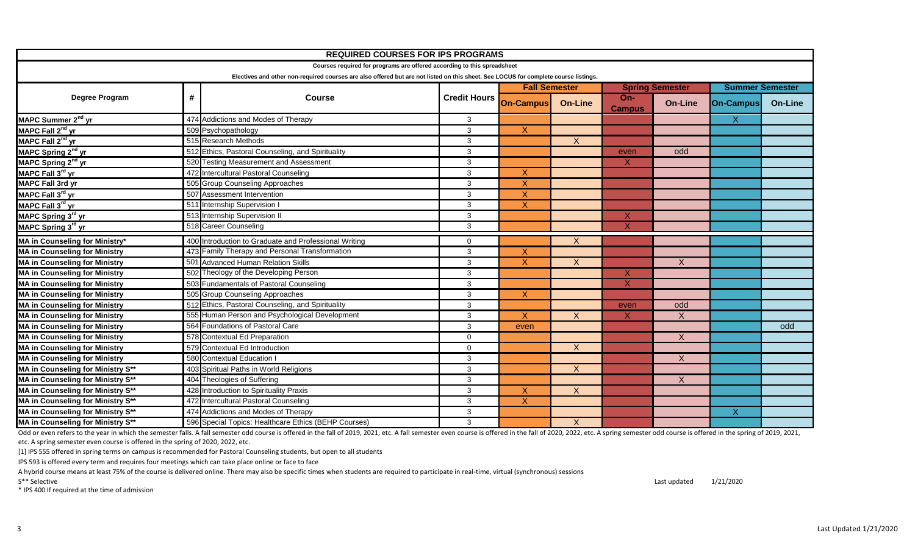| REQUIRED COURSES FOR IPS PROGRAMS | | | | | | | | | |
|---|---|---|---|---|---|---|---|---|---|
| Courses required for programs are offered according to this spreadsheet | | | | | | | | | |
| Electives and other non-required courses are also offered but are not listed on this sheet. See LOCUS for complete course listings. | | | | | | | | | |
| Degree Program | # | Course | Credit Hours | Fall Semester | | Spring Semester | | Summer Semester | |
| | | | | On-Campus | On-Line | On-Campus | On-Line | On-Campus | On-Line |
| MAPC Summer 2nd yr | 474 | Addictions and Modes of Therapy | 3 | | | | | X | |
| MAPC Fall 2nd yr | 509 | Psychopathology | 3 | X | | | | | |
| MAPC Fall 2nd yr | 515 | Research Methods | 3 | | X | | | | |
| MAPC Spring 2nd yr | 512 | Ethics, Pastoral Counseling, and Spirituality | 3 | | | even | odd | | |
| MAPC Spring 2nd yr | 520 | Testing Measurement and Assessment | 3 | | | X | | | |
| MAPC Fall 3rd yr | 472 | Intercultural Pastoral Counseling | 3 | X | | | | | |
| MAPC Fall 3rd yr | 505 | Group Counseling Approaches | 3 | X | | | | | |
| MAPC Fall 3rd yr | 507 | Assessment Intervention | 3 | X | | | | | |
| MAPC Fall 3rd yr | 511 | Internship Supervision I | 3 | X | | | | | |
| MAPC Spring 3rd yr | 513 | Internship Supervision II | 3 | | | X | | | |
| MAPC Spring 3rd yr | 518 | Career Counseling | 3 | | | X | | | |
| MA in Counseling for Ministry* | 400 | Introduction to Graduate and Professional Writing | 0 | | X | | | | |
| MA in Counseling for Ministry | 473 | Family Therapy and Personal Transformation | 3 | X | | | | | |
| MA in Counseling for Ministry | 501 | Advanced Human Relation Skills | 3 | X | X | | X | | |
| MA in Counseling for Ministry | 502 | Theology of the Developing Person | 3 | | | X | | | |
| MA in Counseling for Ministry | 503 | Fundamentals of Pastoral Counseling | 3 | | | X | | | |
| MA in Counseling for Ministry | 505 | Group Counseling Approaches | 3 | X | | | | | |
| MA in Counseling for Ministry | 512 | Ethics, Pastoral Counseling, and Spirituality | 3 | | | even | odd | | |
| MA in Counseling for Ministry | 555 | Human Person and Psychological Development | 3 | X | X | X | X | | |
| MA in Counseling for Ministry | 564 | Foundations of Pastoral Care | 3 | even | | | | | odd |
| MA in Counseling for Ministry | 578 | Contextual Ed Preparation | 0 | | | | X | | |
| MA in Counseling for Ministry | 579 | Contextual Ed Introduction | 0 | | X | | | | |
| MA in Counseling for Ministry | 580 | Contextual Education I | 3 | | | | X | | |
| MA in Counseling for Ministry S** | 403 | Spiritual Paths in World Religions | 3 | | X | | | | |
| MA in Counseling for Ministry S** | 404 | Theologies of Suffering | 3 | | | | X | | |
| MA in Counseling for Ministry S** | 428 | Introduction to Spirituality Praxis | 3 | X | X | | | | |
| MA in Counseling for Ministry S** | 472 | Intercultural Pastoral Counseling | 3 | X | | | | | |
| MA in Counseling for Ministry S** | 474 | Addictions and Modes of Therapy | 3 | | | | | X | |
| MA in Counseling for Ministry S** | 596 | Special Topics: Healthcare Ethics (BEHP Courses) | 3 | | X | | | | |

Odd or even refers to the year in which the semester falls. A fall semester odd course is offered in the fall of 2019, 2021, etc. A fall semester even course is offered in the fall of 2020, 2022, etc. A spring semester odd course is offered in the spring of 2019, 2021, etc. A spring semester even course is offered in the spring of 2020, 2022, etc.

[1] IPS 555 offered in spring terms on campus is recommended for Pastoral Counseling students, but open to all students

IPS 593 is offered every term and requires four meetings which can take place online or face to face

A hybrid course means at least 75% of the course is delivered online. There may also be specific times when students are required to participate in real-time, virtual (synchronous) sessions

S** Selective

Last updated 1/21/2020

* IPS 400 If required at the time of admission